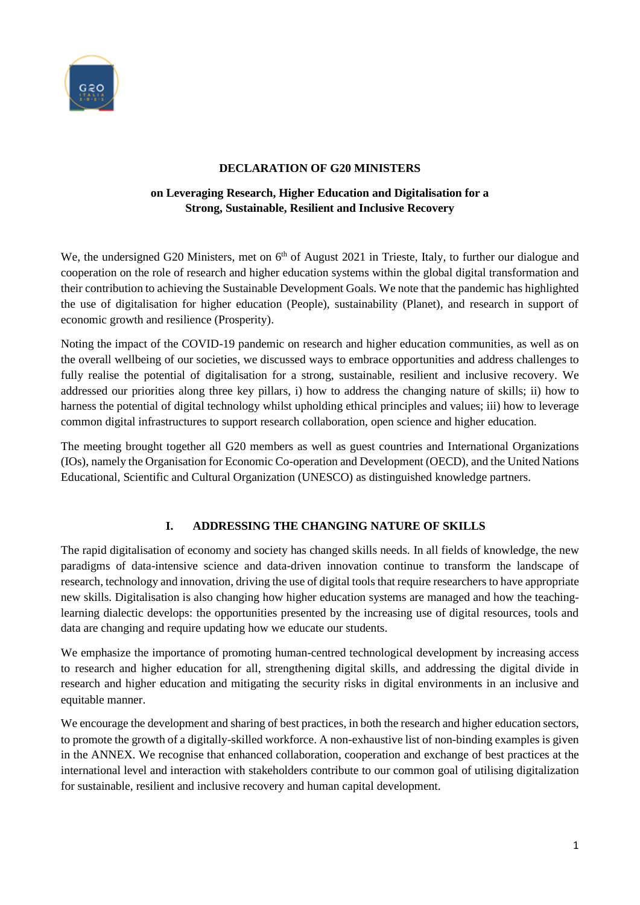# DECLARATION OF G20 MINISTERS

## on Leveraging Research, Higher Education and Digitalisation for a Strong, Sustainable, Resilient and Inclusive Recovery

We, the undersigned G20 Ministers, met on 6th of August 2021 in Trieste, Italy, to further our dialogue and cooperation on the role of research and higher education systems within the global digital transformation and their contribution to achieving the Sustainable Development Goals. We note that the pandemic has highlighted the use of digitalisation for higher education (People), sustainability (Planet), and research in support of economic growth and resilience (Prosperity).

Noting the impact of the COVID-19 pandemic on research and higher education communities, as well as on the overall wellbeing of our societies, we discussed ways to embrace opportunities and address challenges to fully realise the potential of digitalisation for a strong, sustainable, resilient and inclusive recovery. We addressed our priorities along three key pillars, i) how to address the changing nature of skills; ii) how to harness the potential of digital technology whilst upholding ethical principles and values; iii) how to leverage common digital infrastructures to support research collaboration, open science and higher education.

The meeting brought together all G20 members as well as guest countries and International Organizations (IOs), namely the Organisation for Economic Co-operation and Development (OECD), and the United Nations Educational, Scientific and Cultural Organization (UNESCO) as distinguished knowledge partners.

## I. ADDRESSING THE CHANGING NATURE OF SKILLS

The rapid digitalisation of economy and society has changed skills needs. In all fields of knowledge, the new paradigms of data-intensive science and data-driven innovation continue to transform the landscape of research, technology and innovation, driving the use of digital tools that require researchers to have appropriate new skills. Digitalisation is also changing how higher education systems are managed and how the teaching-learning dialectic develops: the opportunities presented by the increasing use of digital resources, tools and data are changing and require updating how we educate our students.

We emphasize the importance of promoting human-centred technological development by increasing access to research and higher education for all, strengthening digital skills, and addressing the digital divide in research and higher education and mitigating the security risks in digital environments in an inclusive and equitable manner.

We encourage the development and sharing of best practices, in both the research and higher education sectors, to promote the growth of a digitally-skilled workforce. A non-exhaustive list of non-binding examples is given in the ANNEX. We recognise that enhanced collaboration, cooperation and exchange of best practices at the international level and interaction with stakeholders contribute to our common goal of utilising digitalization for sustainable, resilient and inclusive recovery and human capital development.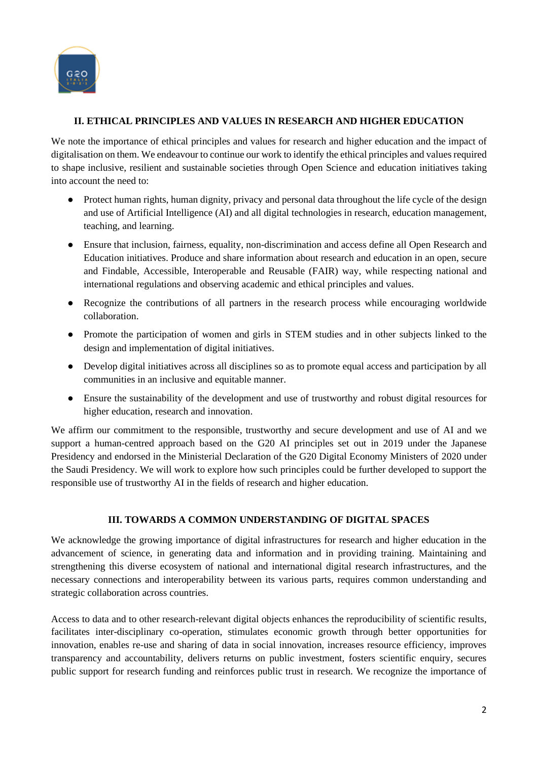## II. ETHICAL PRINCIPLES AND VALUES IN RESEARCH AND HIGHER EDUCATION

We note the importance of ethical principles and values for research and higher education and the impact of digitalisation on them. We endeavour to continue our work to identify the ethical principles and values required to shape inclusive, resilient and sustainable societies through Open Science and education initiatives taking into account the need to:

- Protect human rights, human dignity, privacy and personal data throughout the life cycle of the design and use of Artificial Intelligence (AI) and all digital technologies in research, education management, teaching, and learning.
- Ensure that inclusion, fairness, equality, non-discrimination and access define all Open Research and Education initiatives. Produce and share information about research and education in an open, secure and Findable, Accessible, Interoperable and Reusable (FAIR) way, while respecting national and international regulations and observing academic and ethical principles and values.
- Recognize the contributions of all partners in the research process while encouraging worldwide collaboration.
- Promote the participation of women and girls in STEM studies and in other subjects linked to the design and implementation of digital initiatives.
- Develop digital initiatives across all disciplines so as to promote equal access and participation by all communities in an inclusive and equitable manner.
- Ensure the sustainability of the development and use of trustworthy and robust digital resources for higher education, research and innovation.

We affirm our commitment to the responsible, trustworthy and secure development and use of AI and we support a human-centred approach based on the G20 AI principles set out in 2019 under the Japanese Presidency and endorsed in the Ministerial Declaration of the G20 Digital Economy Ministers of 2020 under the Saudi Presidency. We will work to explore how such principles could be further developed to support the responsible use of trustworthy AI in the fields of research and higher education.

## III. TOWARDS A COMMON UNDERSTANDING OF DIGITAL SPACES

We acknowledge the growing importance of digital infrastructures for research and higher education in the advancement of science, in generating data and information and in providing training. Maintaining and strengthening this diverse ecosystem of national and international digital research infrastructures, and the necessary connections and interoperability between its various parts, requires common understanding and strategic collaboration across countries.

Access to data and to other research-relevant digital objects enhances the reproducibility of scientific results, facilitates inter-disciplinary co-operation, stimulates economic growth through better opportunities for innovation, enables re-use and sharing of data in social innovation, increases resource efficiency, improves transparency and accountability, delivers returns on public investment, fosters scientific enquiry, secures public support for research funding and reinforces public trust in research. We recognize the importance of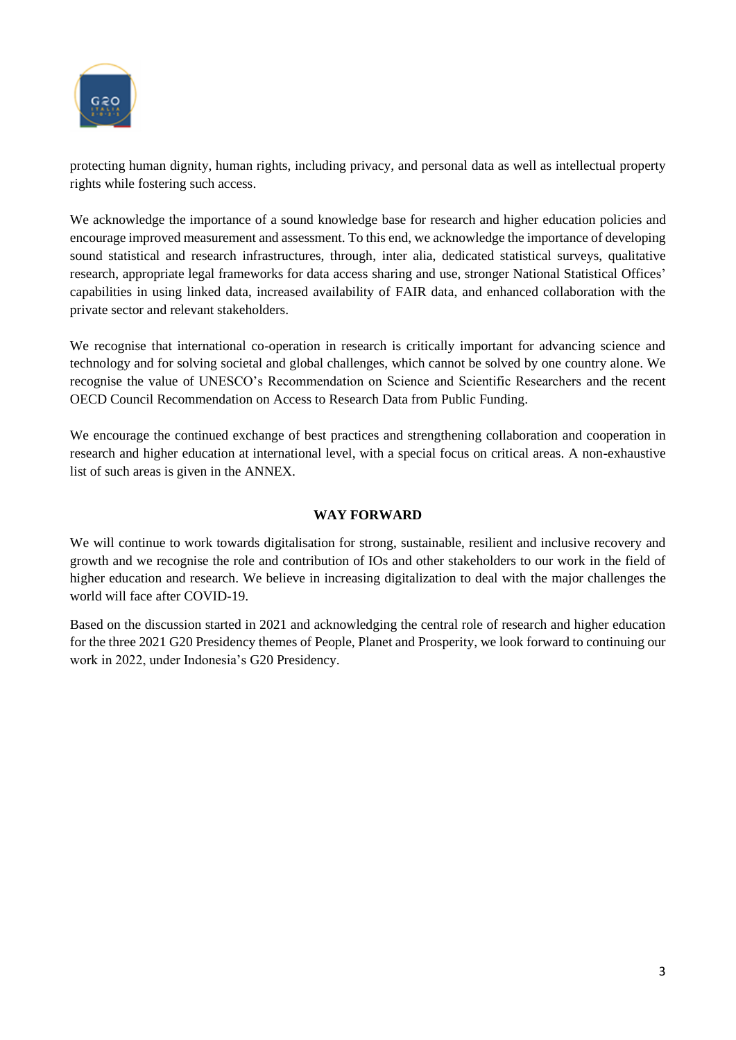protecting human dignity, human rights, including privacy, and personal data as well as intellectual property rights while fostering such access.

We acknowledge the importance of a sound knowledge base for research and higher education policies and encourage improved measurement and assessment. To this end, we acknowledge the importance of developing sound statistical and research infrastructures, through, inter alia, dedicated statistical surveys, qualitative research, appropriate legal frameworks for data access sharing and use, stronger National Statistical Offices' capabilities in using linked data, increased availability of FAIR data, and enhanced collaboration with the private sector and relevant stakeholders.

We recognise that international co-operation in research is critically important for advancing science and technology and for solving societal and global challenges, which cannot be solved by one country alone. We recognise the value of UNESCO's Recommendation on Science and Scientific Researchers and the recent OECD Council Recommendation on Access to Research Data from Public Funding.

We encourage the continued exchange of best practices and strengthening collaboration and cooperation in research and higher education at international level, with a special focus on critical areas. A non-exhaustive list of such areas is given in the ANNEX.

## WAY FORWARD

We will continue to work towards digitalisation for strong, sustainable, resilient and inclusive recovery and growth and we recognise the role and contribution of IOs and other stakeholders to our work in the field of higher education and research. We believe in increasing digitalization to deal with the major challenges the world will face after COVID-19.

Based on the discussion started in 2021 and acknowledging the central role of research and higher education for the three 2021 G20 Presidency themes of People, Planet and Prosperity, we look forward to continuing our work in 2022, under Indonesia's G20 Presidency.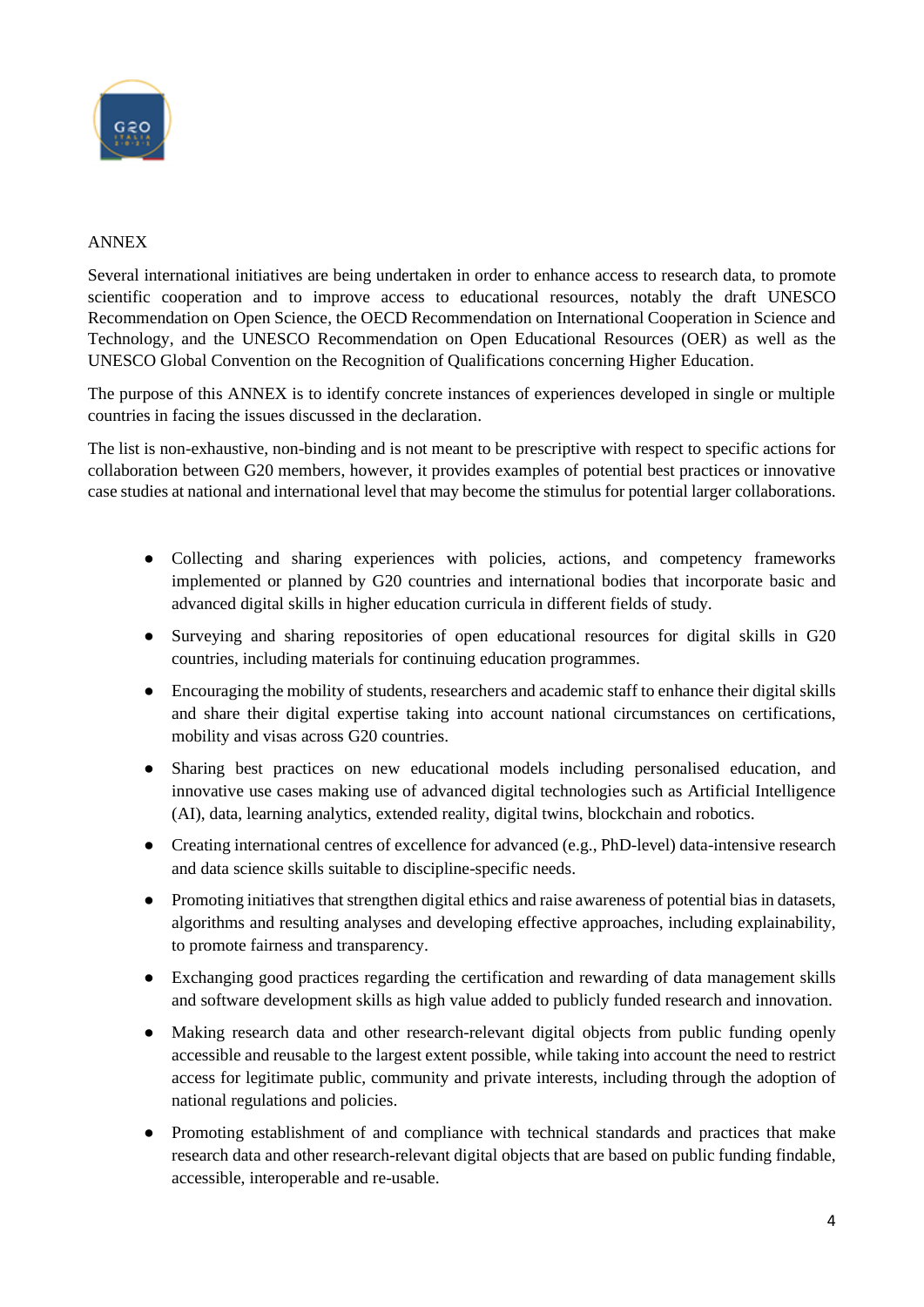ANNEX

Several international initiatives are being undertaken in order to enhance access to research data, to promote scientific cooperation and to improve access to educational resources, notably the draft UNESCO Recommendation on Open Science, the OECD Recommendation on International Cooperation in Science and Technology, and the UNESCO Recommendation on Open Educational Resources (OER) as well as the UNESCO Global Convention on the Recognition of Qualifications concerning Higher Education.

The purpose of this ANNEX is to identify concrete instances of experiences developed in single or multiple countries in facing the issues discussed in the declaration.

The list is non-exhaustive, non-binding and is not meant to be prescriptive with respect to specific actions for collaboration between G20 members, however, it provides examples of potential best practices or innovative case studies at national and international level that may become the stimulus for potential larger collaborations.

- Collecting and sharing experiences with policies, actions, and competency frameworks implemented or planned by G20 countries and international bodies that incorporate basic and advanced digital skills in higher education curricula in different fields of study.
- Surveying and sharing repositories of open educational resources for digital skills in G20 countries, including materials for continuing education programmes.
- Encouraging the mobility of students, researchers and academic staff to enhance their digital skills and share their digital expertise taking into account national circumstances on certifications, mobility and visas across G20 countries.
- Sharing best practices on new educational models including personalised education, and innovative use cases making use of advanced digital technologies such as Artificial Intelligence (AI), data, learning analytics, extended reality, digital twins, blockchain and robotics.
- Creating international centres of excellence for advanced (e.g., PhD-level) data-intensive research and data science skills suitable to discipline-specific needs.
- Promoting initiatives that strengthen digital ethics and raise awareness of potential bias in datasets, algorithms and resulting analyses and developing effective approaches, including explainability, to promote fairness and transparency.
- Exchanging good practices regarding the certification and rewarding of data management skills and software development skills as high value added to publicly funded research and innovation.
- Making research data and other research-relevant digital objects from public funding openly accessible and reusable to the largest extent possible, while taking into account the need to restrict access for legitimate public, community and private interests, including through the adoption of national regulations and policies.
- Promoting establishment of and compliance with technical standards and practices that make research data and other research-relevant digital objects that are based on public funding findable, accessible, interoperable and re-usable.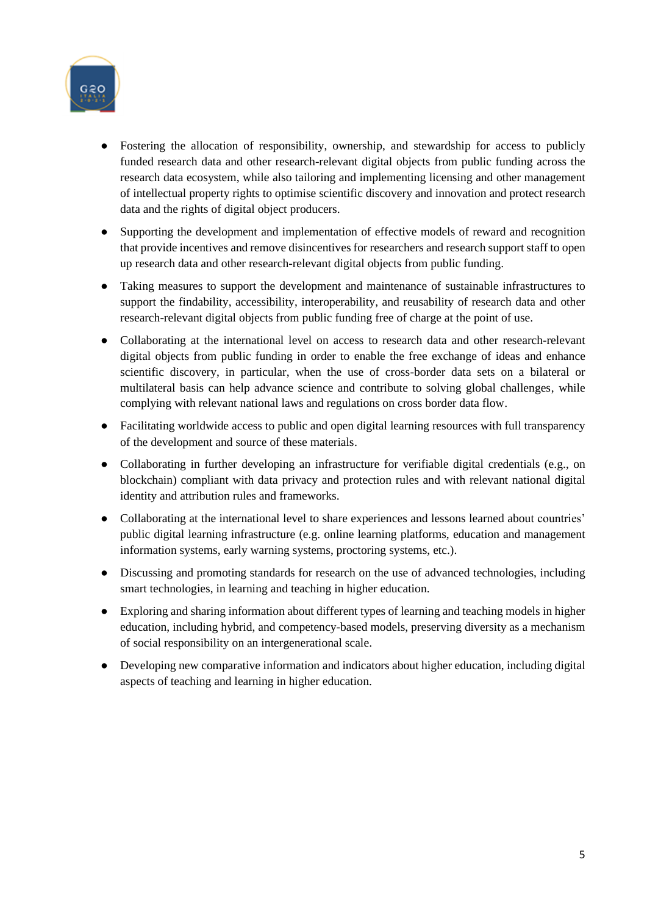- Fostering the allocation of responsibility, ownership, and stewardship for access to publicly funded research data and other research-relevant digital objects from public funding across the research data ecosystem, while also tailoring and implementing licensing and other management of intellectual property rights to optimise scientific discovery and innovation and protect research data and the rights of digital object producers.
- Supporting the development and implementation of effective models of reward and recognition that provide incentives and remove disincentives for researchers and research support staff to open up research data and other research-relevant digital objects from public funding.
- Taking measures to support the development and maintenance of sustainable infrastructures to support the findability, accessibility, interoperability, and reusability of research data and other research-relevant digital objects from public funding free of charge at the point of use.
- Collaborating at the international level on access to research data and other research-relevant digital objects from public funding in order to enable the free exchange of ideas and enhance scientific discovery, in particular, when the use of cross-border data sets on a bilateral or multilateral basis can help advance science and contribute to solving global challenges, while complying with relevant national laws and regulations on cross border data flow.
- Facilitating worldwide access to public and open digital learning resources with full transparency of the development and source of these materials.
- Collaborating in further developing an infrastructure for verifiable digital credentials (e.g., on blockchain) compliant with data privacy and protection rules and with relevant national digital identity and attribution rules and frameworks.
- Collaborating at the international level to share experiences and lessons learned about countries' public digital learning infrastructure (e.g. online learning platforms, education and management information systems, early warning systems, proctoring systems, etc.).
- Discussing and promoting standards for research on the use of advanced technologies, including smart technologies, in learning and teaching in higher education.
- Exploring and sharing information about different types of learning and teaching models in higher education, including hybrid, and competency-based models, preserving diversity as a mechanism of social responsibility on an intergenerational scale.
- Developing new comparative information and indicators about higher education, including digital aspects of teaching and learning in higher education.